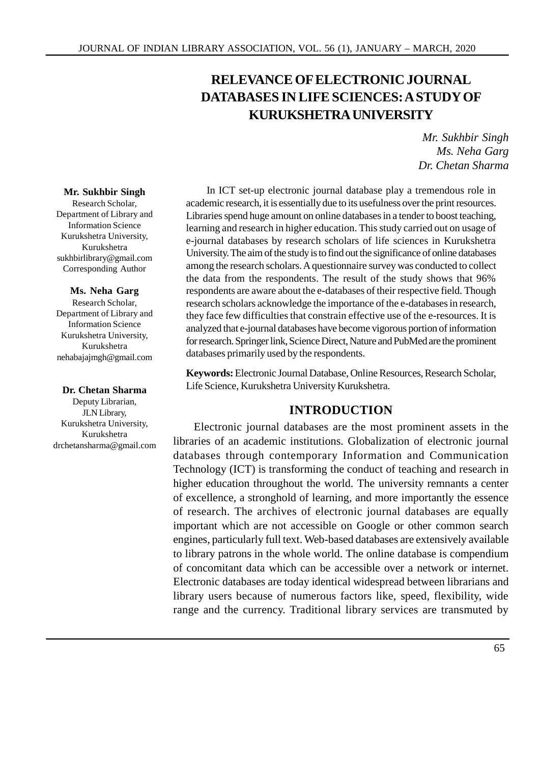# RELEVANCE OF ELECTRONIC JOURNAL DATABASES IN LIFE SCIENCES: A STUDY OF KURUKSHETRA UNIVERSITY

*Mr. Sukhbir Singh*
*Ms. Neha Garg*
*Dr. Chetan Sharma*

**Mr. Sukhbir Singh**
Research Scholar,
Department of Library and Information Science
Kurukshetra University, Kurukshetra
sukhbirlibrary@gmail.com
Corresponding Author

**Ms. Neha Garg**
Research Scholar,
Department of Library and Information Science
Kurukshetra University, Kurukshetra
nehabajajmgh@gmail.com

**Dr. Chetan Sharma**
Deputy Librarian,
JLN Library,
Kurukshetra University, Kurukshetra
drchetansharma@gmail.com

In ICT set-up electronic journal database play a tremendous role in academic research, it is essentially due to its usefulness over the print resources. Libraries spend huge amount on online databases in a tender to boost teaching, learning and research in higher education. This study carried out on usage of e-journal databases by research scholars of life sciences in Kurukshetra University. The aim of the study is to find out the significance of online databases among the research scholars. A questionnaire survey was conducted to collect the data from the respondents. The result of the study shows that 96% respondents are aware about the e-databases of their respective field. Though research scholars acknowledge the importance of the e-databases in research, they face few difficulties that constrain effective use of the e-resources. It is analyzed that e-journal databases have become vigorous portion of information for research. Springer link, Science Direct, Nature and PubMed are the prominent databases primarily used by the respondents.

**Keywords:** Electronic Journal Database, Online Resources, Research Scholar, Life Science, Kurukshetra University Kurukshetra.

## INTRODUCTION

Electronic journal databases are the most prominent assets in the libraries of an academic institutions. Globalization of electronic journal databases through contemporary Information and Communication Technology (ICT) is transforming the conduct of teaching and research in higher education throughout the world. The university remnants a center of excellence, a stronghold of learning, and more importantly the essence of research. The archives of electronic journal databases are equally important which are not accessible on Google or other common search engines, particularly full text. Web-based databases are extensively available to library patrons in the whole world. The online database is compendium of concomitant data which can be accessible over a network or internet. Electronic databases are today identical widespread between librarians and library users because of numerous factors like, speed, flexibility, wide range and the currency. Traditional library services are transmuted by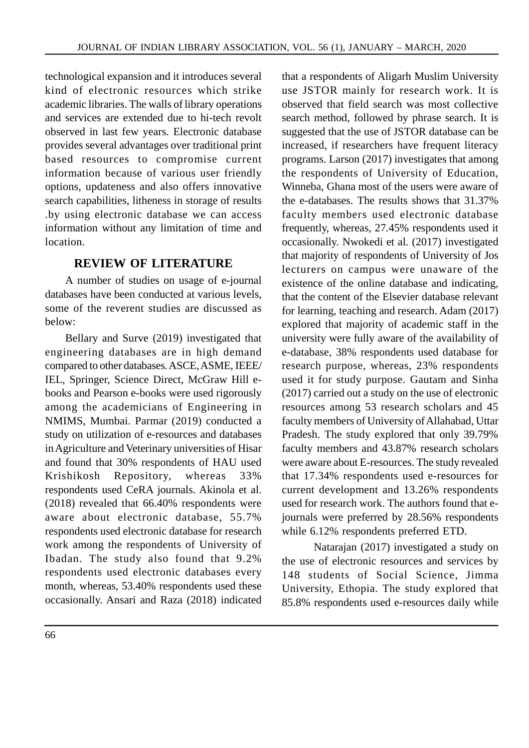technological expansion and it introduces several kind of electronic resources which strike academic libraries. The walls of library operations and services are extended due to hi-tech revolt observed in last few years. Electronic database provides several advantages over traditional print based resources to compromise current information because of various user friendly options, updateness and also offers innovative search capabilities, litheness in storage of results .by using electronic database we can access information without any limitation of time and location.

## REVIEW OF LITERATURE

A number of studies on usage of e-journal databases have been conducted at various levels, some of the reverent studies are discussed as below:

Bellary and Surve (2019) investigated that engineering databases are in high demand compared to other databases. ASCE, ASME, IEEE/IEL, Springer, Science Direct, McGraw Hill e-books and Pearson e-books were used rigorously among the academicians of Engineering in NMIMS, Mumbai. Parmar (2019) conducted a study on utilization of e-resources and databases in Agriculture and Veterinary universities of Hisar and found that 30% respondents of HAU used Krishikosh Repository, whereas 33% respondents used CeRA journals. Akinola et al. (2018) revealed that 66.40% respondents were aware about electronic database, 55.7% respondents used electronic database for research work among the respondents of University of Ibadan. The study also found that 9.2% respondents used electronic databases every month, whereas, 53.40% respondents used these occasionally. Ansari and Raza (2018) indicated that a respondents of Aligarh Muslim University use JSTOR mainly for research work. It is observed that field search was most collective search method, followed by phrase search. It is suggested that the use of JSTOR database can be increased, if researchers have frequent literacy programs. Larson (2017) investigates that among the respondents of University of Education, Winneba, Ghana most of the users were aware of the e-databases. The results shows that 31.37% faculty members used electronic database frequently, whereas, 27.45% respondents used it occasionally. Nwokedi et al. (2017) investigated that majority of respondents of University of Jos lecturers on campus were unaware of the existence of the online database and indicating, that the content of the Elsevier database relevant for learning, teaching and research. Adam (2017) explored that majority of academic staff in the university were fully aware of the availability of e-database, 38% respondents used database for research purpose, whereas, 23% respondents used it for study purpose. Gautam and Sinha (2017) carried out a study on the use of electronic resources among 53 research scholars and 45 faculty members of University of Allahabad, Uttar Pradesh. The study explored that only 39.79% faculty members and 43.87% research scholars were aware about E-resources. The study revealed that 17.34% respondents used e-resources for current development and 13.26% respondents used for research work. The authors found that e-journals were preferred by 28.56% respondents while 6.12% respondents preferred ETD.

Natarajan (2017) investigated a study on the use of electronic resources and services by 148 students of Social Science, Jimma University, Ethopia. The study explored that 85.8% respondents used e-resources daily while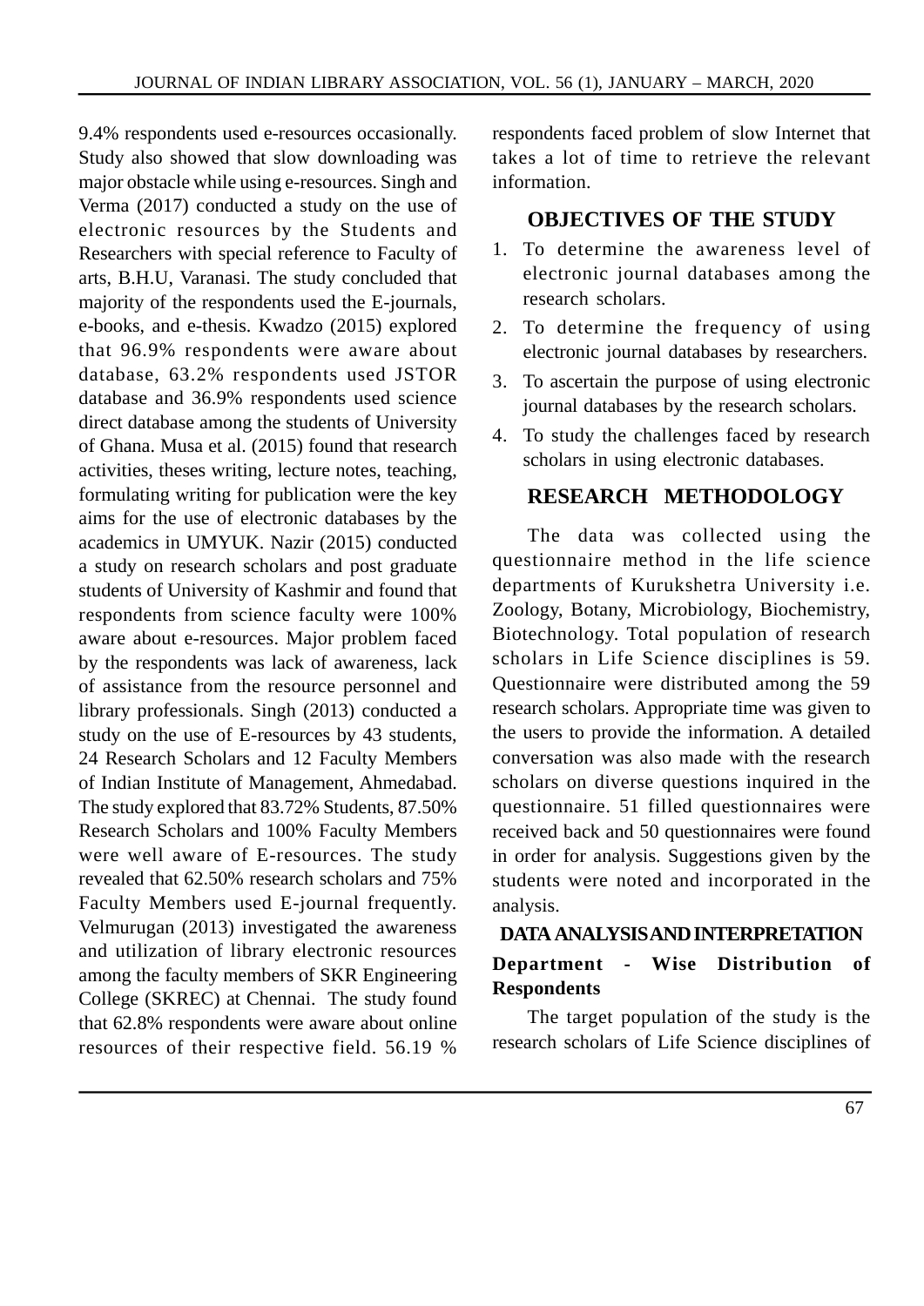9.4% respondents used e-resources occasionally. Study also showed that slow downloading was major obstacle while using e-resources. Singh and Verma (2017) conducted a study on the use of electronic resources by the Students and Researchers with special reference to Faculty of arts, B.H.U, Varanasi. The study concluded that majority of the respondents used the E-journals, e-books, and e-thesis. Kwadzo (2015) explored that 96.9% respondents were aware about database, 63.2% respondents used JSTOR database and 36.9% respondents used science direct database among the students of University of Ghana. Musa et al. (2015) found that research activities, theses writing, lecture notes, teaching, formulating writing for publication were the key aims for the use of electronic databases by the academics in UMYUK. Nazir (2015) conducted a study on research scholars and post graduate students of University of Kashmir and found that respondents from science faculty were 100% aware about e-resources. Major problem faced by the respondents was lack of awareness, lack of assistance from the resource personnel and library professionals. Singh (2013) conducted a study on the use of E-resources by 43 students, 24 Research Scholars and 12 Faculty Members of Indian Institute of Management, Ahmedabad. The study explored that 83.72% Students, 87.50% Research Scholars and 100% Faculty Members were well aware of E-resources. The study revealed that 62.50% research scholars and 75% Faculty Members used E-journal frequently. Velmurugan (2013) investigated the awareness and utilization of library electronic resources among the faculty members of SKR Engineering College (SKREC) at Chennai. The study found that 62.8% respondents were aware about online resources of their respective field. 56.19 % respondents faced problem of slow Internet that takes a lot of time to retrieve the relevant information.

## OBJECTIVES OF THE STUDY

1. To determine the awareness level of electronic journal databases among the research scholars.
2. To determine the frequency of using electronic journal databases by researchers.
3. To ascertain the purpose of using electronic journal databases by the research scholars.
4. To study the challenges faced by research scholars in using electronic databases.

## RESEARCH METHODOLOGY

The data was collected using the questionnaire method in the life science departments of Kurukshetra University i.e. Zoology, Botany, Microbiology, Biochemistry, Biotechnology. Total population of research scholars in Life Science disciplines is 59. Questionnaire were distributed among the 59 research scholars. Appropriate time was given to the users to provide the information. A detailed conversation was also made with the research scholars on diverse questions inquired in the questionnaire. 51 filled questionnaires were received back and 50 questionnaires were found in order for analysis. Suggestions given by the students were noted and incorporated in the analysis.

## DATA ANALYSIS AND INTERPRETATION

### Department - Wise Distribution of Respondents

The target population of the study is the research scholars of Life Science disciplines of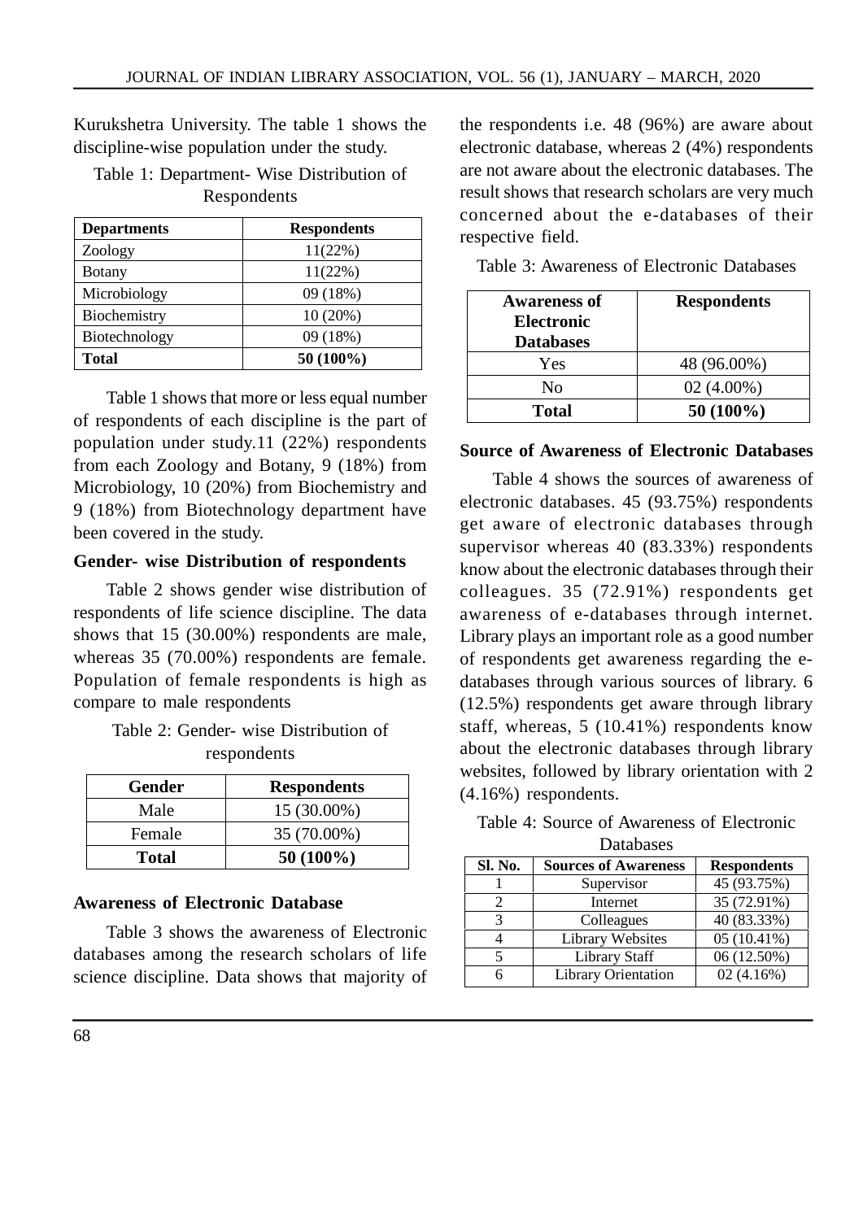Kurukshetra University. The table 1 shows the discipline-wise population under the study.

Table 1: Department- Wise Distribution of Respondents

| Departments | Respondents |
|---|---|
| Zoology | 11(22%) |
| Botany | 11(22%) |
| Microbiology | 09 (18%) |
| Biochemistry | 10 (20%) |
| Biotechnology | 09 (18%) |
| **Total** | **50 (100%)** |

Table 1 shows that more or less equal number of respondents of each discipline is the part of population under study.11 (22%) respondents from each Zoology and Botany, 9 (18%) from Microbiology, 10 (20%) from Biochemistry and 9 (18%) from Biotechnology department have been covered in the study.

### Gender- wise Distribution of respondents

Table 2 shows gender wise distribution of respondents of life science discipline. The data shows that 15 (30.00%) respondents are male, whereas 35 (70.00%) respondents are female. Population of female respondents is high as compare to male respondents

Table 2: Gender- wise Distribution of respondents

| Gender | Respondents |
|---|---|
| Male | 15 (30.00%) |
| Female | 35 (70.00%) |
| **Total** | **50 (100%)** |

### Awareness of Electronic Database

Table 3 shows the awareness of Electronic databases among the research scholars of life science discipline. Data shows that majority of the respondents i.e. 48 (96%) are aware about electronic database, whereas 2 (4%) respondents are not aware about the electronic databases. The result shows that research scholars are very much concerned about the e-databases of their respective field.

Table 3: Awareness of Electronic Databases

| Awareness of Electronic Databases | Respondents |
|---|---|
| Yes | 48 (96.00%) |
| No | 02 (4.00%) |
| **Total** | **50 (100%)** |

### Source of Awareness of Electronic Databases

Table 4 shows the sources of awareness of electronic databases. 45 (93.75%) respondents get aware of electronic databases through supervisor whereas 40 (83.33%) respondents know about the electronic databases through their colleagues. 35 (72.91%) respondents get awareness of e-databases through internet. Library plays an important role as a good number of respondents get awareness regarding the e-databases through various sources of library. 6 (12.5%) respondents get aware through library staff, whereas, 5 (10.41%) respondents know about the electronic databases through library websites, followed by library orientation with 2 (4.16%) respondents.

Table 4: Source of Awareness of Electronic Databases

| Sl. No. | Sources of Awareness | Respondents |
|---|---|---|
| 1 | Supervisor | 45 (93.75%) |
| 2 | Internet | 35 (72.91%) |
| 3 | Colleagues | 40 (83.33%) |
| 4 | Library Websites | 05 (10.41%) |
| 5 | Library Staff | 06 (12.50%) |
| 6 | Library Orientation | 02 (4.16%) |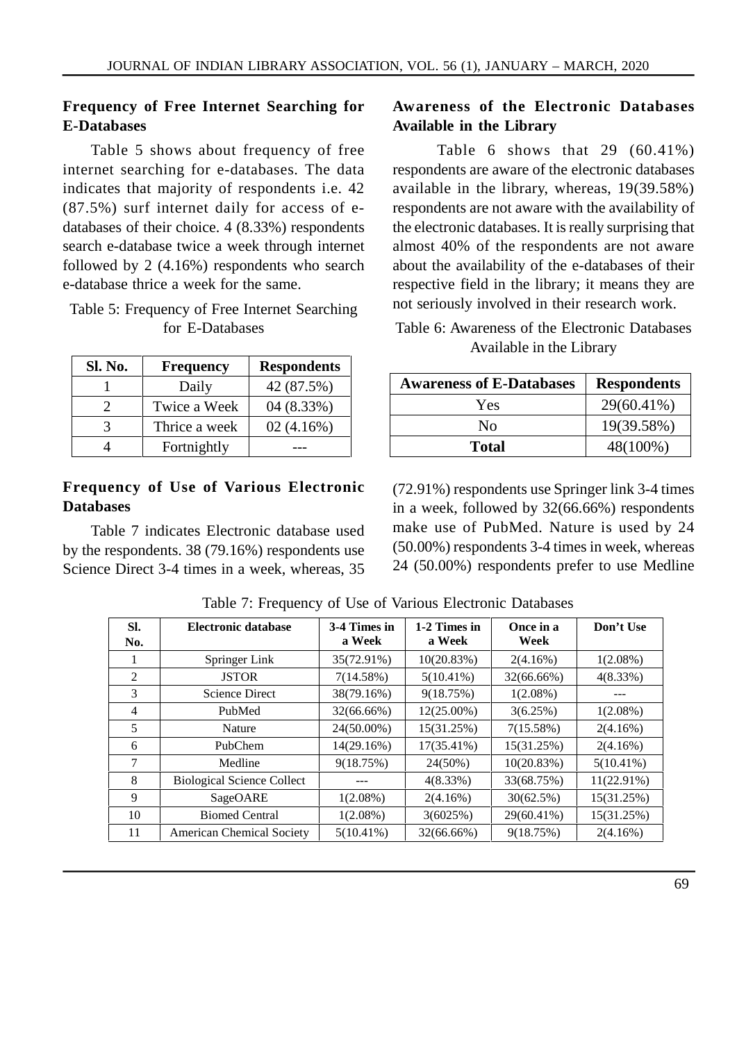## Frequency of Free Internet Searching for E-Databases

Table 5 shows about frequency of free internet searching for e-databases. The data indicates that majority of respondents i.e. 42 (87.5%) surf internet daily for access of e-databases of their choice. 4 (8.33%) respondents search e-database twice a week through internet followed by 2 (4.16%) respondents who search e-database thrice a week for the same.

Table 5: Frequency of Free Internet Searching for E-Databases

| Sl. No. | Frequency | Respondents |
|---|---|---|
| 1 | Daily | 42 (87.5%) |
| 2 | Twice a Week | 04 (8.33%) |
| 3 | Thrice a week | 02 (4.16%) |
| 4 | Fortnightly | --- |

## Awareness of the Electronic Databases Available in the Library

Table 6 shows that 29 (60.41%) respondents are aware of the electronic databases available in the library, whereas, 19(39.58%) respondents are not aware with the availability of the electronic databases. It is really surprising that almost 40% of the respondents are not aware about the availability of the e-databases of their respective field in the library; it means they are not seriously involved in their research work.

Table 6: Awareness of the Electronic Databases Available in the Library

| Awareness of E-Databases | Respondents |
|---|---|
| Yes | 29(60.41%) |
| No | 19(39.58%) |
| **Total** | 48(100%) |

## Frequency of Use of Various Electronic Databases

Table 7 indicates Electronic database used by the respondents. 38 (79.16%) respondents use Science Direct 3-4 times in a week, whereas, 35 (72.91%) respondents use Springer link 3-4 times in a week, followed by 32(66.66%) respondents make use of PubMed. Nature is used by 24 (50.00%) respondents 3-4 times in week, whereas 24 (50.00%) respondents prefer to use Medline

Table 7: Frequency of Use of Various Electronic Databases

| Sl. No. | Electronic database | 3-4 Times in a Week | 1-2 Times in a Week | Once in a Week | Don't Use |
|---|---|---|---|---|---|
| 1 | Springer Link | 35(72.91%) | 10(20.83%) | 2(4.16%) | 1(2.08%) |
| 2 | JSTOR | 7(14.58%) | 5(10.41%) | 32(66.66%) | 4(8.33%) |
| 3 | Science Direct | 38(79.16%) | 9(18.75%) | 1(2.08%) | --- |
| 4 | PubMed | 32(66.66%) | 12(25.00%) | 3(6.25%) | 1(2.08%) |
| 5 | Nature | 24(50.00%) | 15(31.25%) | 7(15.58%) | 2(4.16%) |
| 6 | PubChem | 14(29.16%) | 17(35.41%) | 15(31.25%) | 2(4.16%) |
| 7 | Medline | 9(18.75%) | 24(50%) | 10(20.83%) | 5(10.41%) |
| 8 | Biological Science Collect | --- | 4(8.33%) | 33(68.75%) | 11(22.91%) |
| 9 | SageOARE | 1(2.08%) | 2(4.16%) | 30(62.5%) | 15(31.25%) |
| 10 | Biomed Central | 1(2.08%) | 3(6025%) | 29(60.41%) | 15(31.25%) |
| 11 | American Chemical Society | 5(10.41%) | 32(66.66%) | 9(18.75%) | 2(4.16%) |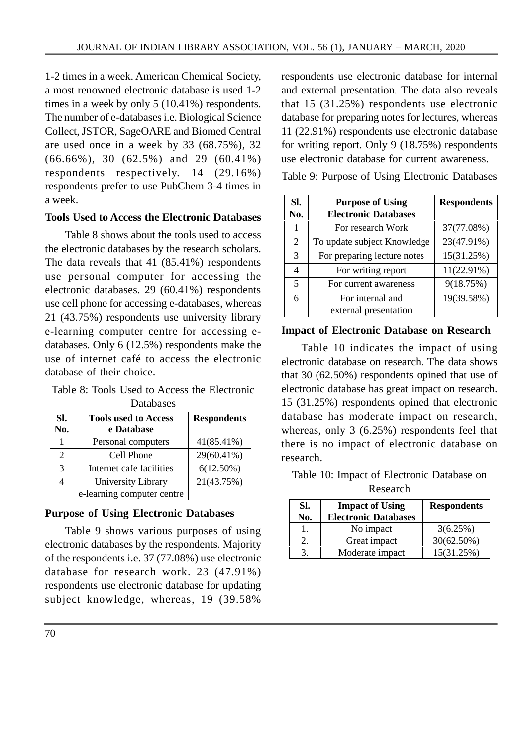1-2 times in a week. American Chemical Society, a most renowned electronic database is used 1-2 times in a week by only 5 (10.41%) respondents. The number of e-databases i.e. Biological Science Collect, JSTOR, SageOARE and Biomed Central are used once in a week by 33 (68.75%), 32 (66.66%), 30 (62.5%) and 29 (60.41%) respondents respectively. 14 (29.16%) respondents prefer to use PubChem 3-4 times in a week.

### Tools Used to Access the Electronic Databases

Table 8 shows about the tools used to access the electronic databases by the research scholars. The data reveals that 41 (85.41%) respondents use personal computer for accessing the electronic databases. 29 (60.41%) respondents use cell phone for accessing e-databases, whereas 21 (43.75%) respondents use university library e-learning computer centre for accessing e-databases. Only 6 (12.5%) respondents make the use of internet café to access the electronic database of their choice.

Table 8: Tools Used to Access the Electronic Databases

| Sl. No. | Tools used to Access e Database | Respondents |
|---|---|---|
| 1 | Personal computers | 41(85.41%) |
| 2 | Cell Phone | 29(60.41%) |
| 3 | Internet cafe facilities | 6(12.50%) |
| 4 | University Library e-learning computer centre | 21(43.75%) |

### Purpose of Using Electronic Databases

Table 9 shows various purposes of using electronic databases by the respondents. Majority of the respondents i.e. 37 (77.08%) use electronic database for research work. 23 (47.91%) respondents use electronic database for updating subject knowledge, whereas, 19 (39.58% respondents use electronic database for internal and external presentation. The data also reveals that 15 (31.25%) respondents use electronic database for preparing notes for lectures, whereas 11 (22.91%) respondents use electronic database for writing report. Only 9 (18.75%) respondents use electronic database for current awareness.

Table 9: Purpose of Using Electronic Databases

| Sl. No. | Purpose of Using Electronic Databases | Respondents |
|---|---|---|
| 1 | For research Work | 37(77.08%) |
| 2 | To update subject Knowledge | 23(47.91%) |
| 3 | For preparing lecture notes | 15(31.25%) |
| 4 | For writing report | 11(22.91%) |
| 5 | For current awareness | 9(18.75%) |
| 6 | For internal and external presentation | 19(39.58%) |

### Impact of Electronic Database on Research

Table 10 indicates the impact of using electronic database on research. The data shows that 30 (62.50%) respondents opined that use of electronic database has great impact on research. 15 (31.25%) respondents opined that electronic database has moderate impact on research, whereas, only 3 (6.25%) respondents feel that there is no impact of electronic database on research.

Table 10: Impact of Electronic Database on Research

| Sl. No. | Impact of Using Electronic Databases | Respondents |
|---|---|---|
| 1. | No impact | 3(6.25%) |
| 2. | Great impact | 30(62.50%) |
| 3. | Moderate impact | 15(31.25%) |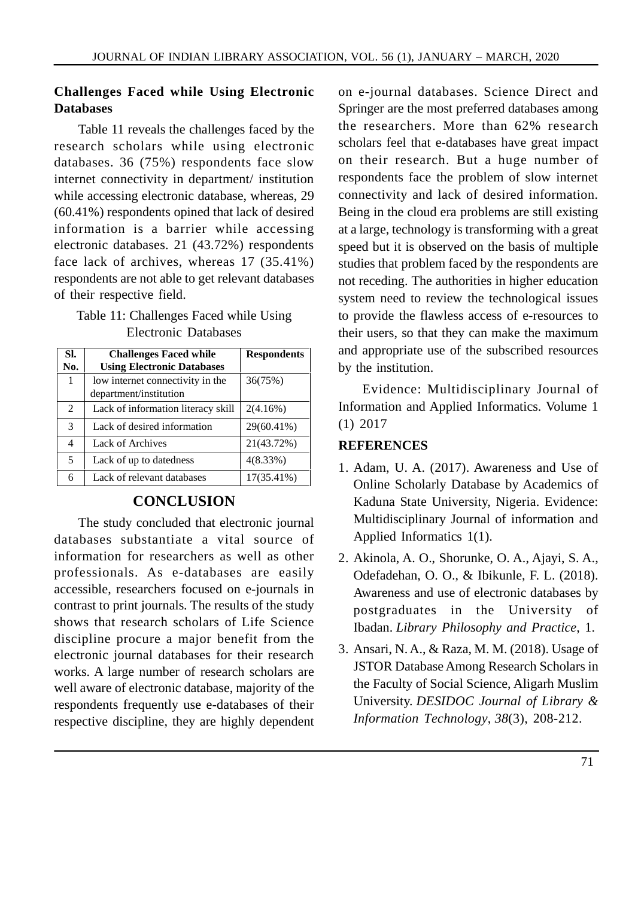### Challenges Faced while Using Electronic Databases

Table 11 reveals the challenges faced by the research scholars while using electronic databases. 36 (75%) respondents face slow internet connectivity in department/ institution while accessing electronic database, whereas, 29 (60.41%) respondents opined that lack of desired information is a barrier while accessing electronic databases. 21 (43.72%) respondents face lack of archives, whereas 17 (35.41%) respondents are not able to get relevant databases of their respective field.

Table 11: Challenges Faced while Using Electronic Databases

| Sl. No. | Challenges Faced while Using Electronic Databases | Respondents |
|---|---|---|
| 1 | low internet connectivity in the department/institution | 36(75%) |
| 2 | Lack of information literacy skill | 2(4.16%) |
| 3 | Lack of desired information | 29(60.41%) |
| 4 | Lack of Archives | 21(43.72%) |
| 5 | Lack of up to datedness | 4(8.33%) |
| 6 | Lack of relevant databases | 17(35.41%) |

## CONCLUSION

The study concluded that electronic journal databases substantiate a vital source of information for researchers as well as other professionals. As e-databases are easily accessible, researchers focused on e-journals in contrast to print journals. The results of the study shows that research scholars of Life Science discipline procure a major benefit from the electronic journal databases for their research works. A large number of research scholars are well aware of electronic database, majority of the respondents frequently use e-databases of their respective discipline, they are highly dependent on e-journal databases. Science Direct and Springer are the most preferred databases among the researchers. More than 62% research scholars feel that e-databases have great impact on their research. But a huge number of respondents face the problem of slow internet connectivity and lack of desired information. Being in the cloud era problems are still existing at a large, technology is transforming with a great speed but it is observed on the basis of multiple studies that problem faced by the respondents are not receding. The authorities in higher education system need to review the technological issues to provide the flawless access of e-resources to their users, so that they can make the maximum and appropriate use of the subscribed resources by the institution.

Evidence: Multidisciplinary Journal of Information and Applied Informatics. Volume 1 (1) 2017

## REFERENCES

1. Adam, U. A. (2017). Awareness and Use of Online Scholarly Database by Academics of Kaduna State University, Nigeria. Evidence: Multidisciplinary Journal of information and Applied Informatics 1(1).
2. Akinola, A. O., Shorunke, O. A., Ajayi, S. A., Odefadehan, O. O., & Ibikunle, F. L. (2018). Awareness and use of electronic databases by postgraduates in the University of Ibadan. *Library Philosophy and Practice*, 1.
3. Ansari, N. A., & Raza, M. M. (2018). Usage of JSTOR Database Among Research Scholars in the Faculty of Social Science, Aligarh Muslim University. *DESIDOC Journal of Library & Information Technology*, *38*(3), 208-212.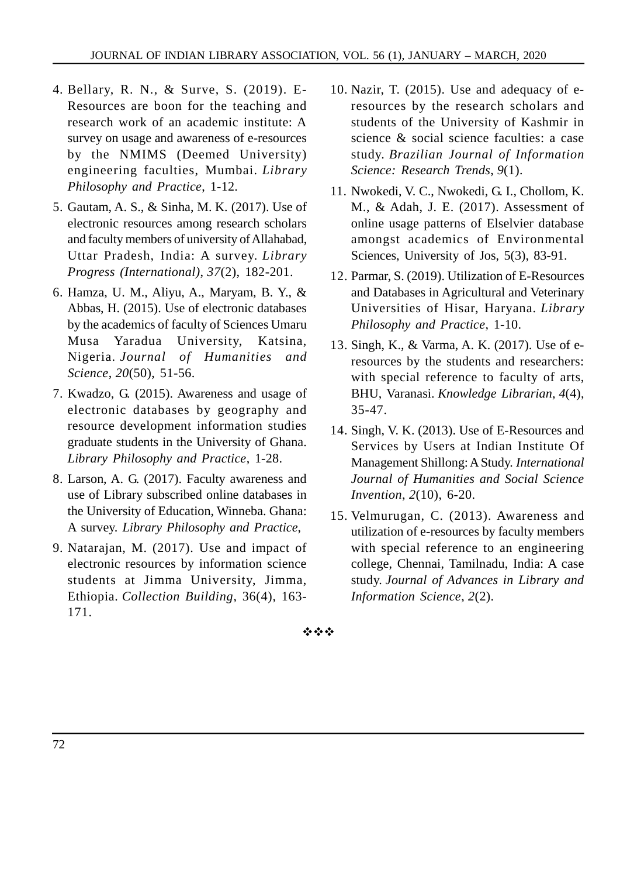4. Bellary, R. N., & Surve, S. (2019). E-Resources are boon for the teaching and research work of an academic institute: A survey on usage and awareness of e-resources by the NMIMS (Deemed University) engineering faculties, Mumbai. *Library Philosophy and Practice*, 1-12.

5. Gautam, A. S., & Sinha, M. K. (2017). Use of electronic resources among research scholars and faculty members of university of Allahabad, Uttar Pradesh, India: A survey. *Library Progress (International)*, *37*(2), 182-201.

6. Hamza, U. M., Aliyu, A., Maryam, B. Y., & Abbas, H. (2015). Use of electronic databases by the academics of faculty of Sciences Umaru Musa Yaradua University, Katsina, Nigeria. *Journal of Humanities and Science*, *20*(50), 51-56.

7. Kwadzo, G. (2015). Awareness and usage of electronic databases by geography and resource development information studies graduate students in the University of Ghana. *Library Philosophy and Practice*, 1-28.

8. Larson, A. G. (2017). Faculty awareness and use of Library subscribed online databases in the University of Education, Winneba. Ghana: A survey. *Library Philosophy and Practice*,

9. Natarajan, M. (2017). Use and impact of electronic resources by information science students at Jimma University, Jimma, Ethiopia. *Collection Building*, 36(4), 163-171.

10. Nazir, T. (2015). Use and adequacy of e-resources by the research scholars and students of the University of Kashmir in science & social science faculties: a case study. *Brazilian Journal of Information Science: Research Trends*, *9*(1).

11. Nwokedi, V. C., Nwokedi, G. I., Chollom, K. M., & Adah, J. E. (2017). Assessment of online usage patterns of Elselvier database amongst academics of Environmental Sciences, University of Jos, 5(3), 83-91.

12. Parmar, S. (2019). Utilization of E-Resources and Databases in Agricultural and Veterinary Universities of Hisar, Haryana. *Library Philosophy and Practice*, 1-10.

13. Singh, K., & Varma, A. K. (2017). Use of e-resources by the students and researchers: with special reference to faculty of arts, BHU, Varanasi. *Knowledge Librarian*, *4*(4), 35-47.

14. Singh, V. K. (2013). Use of E-Resources and Services by Users at Indian Institute Of Management Shillong: A Study. *International Journal of Humanities and Social Science Invention*, *2*(10), 6-20.

15. Velmurugan, C. (2013). Awareness and utilization of e-resources by faculty members with special reference to an engineering college, Chennai, Tamilnadu, India: A case study. *Journal of Advances in Library and Information Science*, *2*(2).

❖❖❖